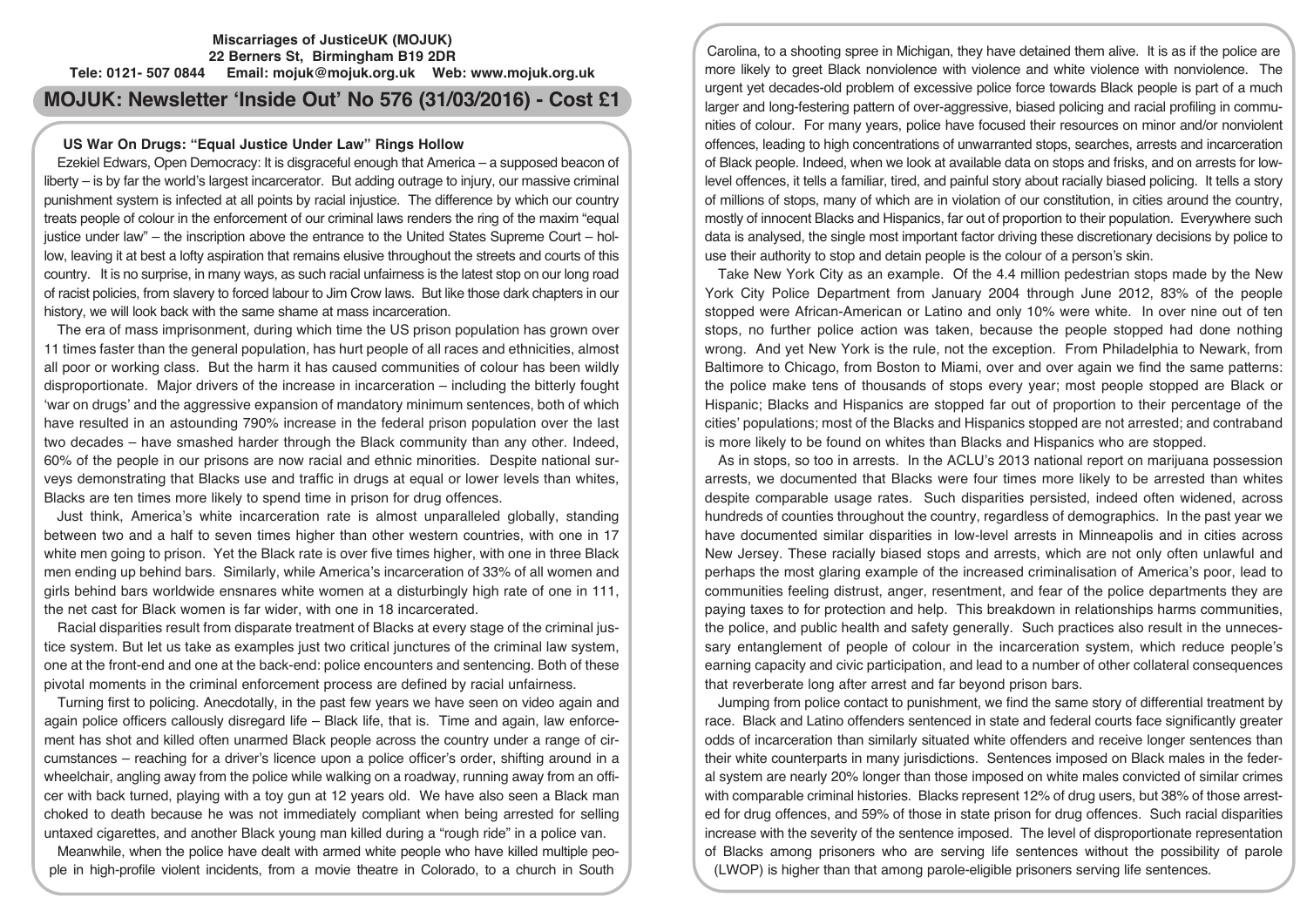**Miscarriages of JusticeUK (MOJUK)**
**22 Berners St, Birmingham B19 2DR**
**Tele: 0121- 507 0844 Email: mojuk@mojuk.org.uk Web: www.mojuk.org.uk**

# MOJUK: Newsletter 'Inside Out' No 576 (31/03/2016) - Cost £1

## US War On Drugs: "Equal Justice Under Law" Rings Hollow

Ezekiel Edwars, Open Democracy: It is disgraceful enough that America – a supposed beacon of liberty – is by far the world's largest incarcerator. But adding outrage to injury, our massive criminal punishment system is infected at all points by racial injustice. The difference by which our country treats people of colour in the enforcement of our criminal laws renders the ring of the maxim "equal justice under law" – the inscription above the entrance to the United States Supreme Court – hollow, leaving it at best a lofty aspiration that remains elusive throughout the streets and courts of this country. It is no surprise, in many ways, as such racial unfairness is the latest stop on our long road of racist policies, from slavery to forced labour to Jim Crow laws. But like those dark chapters in our history, we will look back with the same shame at mass incarceration.

The era of mass imprisonment, during which time the US prison population has grown over 11 times faster than the general population, has hurt people of all races and ethnicities, almost all poor or working class. But the harm it has caused communities of colour has been wildly disproportionate. Major drivers of the increase in incarceration – including the bitterly fought 'war on drugs' and the aggressive expansion of mandatory minimum sentences, both of which have resulted in an astounding 790% increase in the federal prison population over the last two decades – have smashed harder through the Black community than any other. Indeed, 60% of the people in our prisons are now racial and ethnic minorities. Despite national surveys demonstrating that Blacks use and traffic in drugs at equal or lower levels than whites, Blacks are ten times more likely to spend time in prison for drug offences.

Just think, America's white incarceration rate is almost unparalleled globally, standing between two and a half to seven times higher than other western countries, with one in 17 white men going to prison. Yet the Black rate is over five times higher, with one in three Black men ending up behind bars. Similarly, while America's incarceration of 33% of all women and girls behind bars worldwide ensnares white women at a disturbingly high rate of one in 111, the net cast for Black women is far wider, with one in 18 incarcerated.

Racial disparities result from disparate treatment of Blacks at every stage of the criminal justice system. But let us take as examples just two critical junctures of the criminal law system, one at the front-end and one at the back-end: police encounters and sentencing. Both of these pivotal moments in the criminal enforcement process are defined by racial unfairness.

Turning first to policing. Anecdotally, in the past few years we have seen on video again and again police officers callously disregard life – Black life, that is. Time and again, law enforcement has shot and killed often unarmed Black people across the country under a range of circumstances – reaching for a driver's licence upon a police officer's order, shifting around in a wheelchair, angling away from the police while walking on a roadway, running away from an officer with back turned, playing with a toy gun at 12 years old. We have also seen a Black man choked to death because he was not immediately compliant when being arrested for selling untaxed cigarettes, and another Black young man killed during a "rough ride" in a police van.

Meanwhile, when the police have dealt with armed white people who have killed multiple people in high-profile violent incidents, from a movie theatre in Colorado, to a church in South Carolina, to a shooting spree in Michigan, they have detained them alive. It is as if the police are more likely to greet Black nonviolence with violence and white violence with nonviolence. The urgent yet decades-old problem of excessive police force towards Black people is part of a much larger and long-festering pattern of over-aggressive, biased policing and racial profiling in communities of colour. For many years, police have focused their resources on minor and/or nonviolent offences, leading to high concentrations of unwarranted stops, searches, arrests and incarceration of Black people. Indeed, when we look at available data on stops and frisks, and on arrests for low-level offences, it tells a familiar, tired, and painful story about racially biased policing. It tells a story of millions of stops, many of which are in violation of our constitution, in cities around the country, mostly of innocent Blacks and Hispanics, far out of proportion to their population. Everywhere such data is analysed, the single most important factor driving these discretionary decisions by police to use their authority to stop and detain people is the colour of a person's skin.

Take New York City as an example. Of the 4.4 million pedestrian stops made by the New York City Police Department from January 2004 through June 2012, 83% of the people stopped were African-American or Latino and only 10% were white. In over nine out of ten stops, no further police action was taken, because the people stopped had done nothing wrong. And yet New York is the rule, not the exception. From Philadelphia to Newark, from Baltimore to Chicago, from Boston to Miami, over and over again we find the same patterns: the police make tens of thousands of stops every year; most people stopped are Black or Hispanic; Blacks and Hispanics are stopped far out of proportion to their percentage of the cities' populations; most of the Blacks and Hispanics stopped are not arrested; and contraband is more likely to be found on whites than Blacks and Hispanics who are stopped.

As in stops, so too in arrests. In the ACLU's 2013 national report on marijuana possession arrests, we documented that Blacks were four times more likely to be arrested than whites despite comparable usage rates. Such disparities persisted, indeed often widened, across hundreds of counties throughout the country, regardless of demographics. In the past year we have documented similar disparities in low-level arrests in Minneapolis and in cities across New Jersey. These racially biased stops and arrests, which are not only often unlawful and perhaps the most glaring example of the increased criminalisation of America's poor, lead to communities feeling distrust, anger, resentment, and fear of the police departments they are paying taxes to for protection and help. This breakdown in relationships harms communities, the police, and public health and safety generally. Such practices also result in the unnecessary entanglement of people of colour in the incarceration system, which reduce people's earning capacity and civic participation, and lead to a number of other collateral consequences that reverberate long after arrest and far beyond prison bars.

Jumping from police contact to punishment, we find the same story of differential treatment by race. Black and Latino offenders sentenced in state and federal courts face significantly greater odds of incarceration than similarly situated white offenders and receive longer sentences than their white counterparts in many jurisdictions. Sentences imposed on Black males in the federal system are nearly 20% longer than those imposed on white males convicted of similar crimes with comparable criminal histories. Blacks represent 12% of drug users, but 38% of those arrested for drug offences, and 59% of those in state prison for drug offences. Such racial disparities increase with the severity of the sentence imposed. The level of disproportionate representation of Blacks among prisoners who are serving life sentences without the possibility of parole (LWOP) is higher than that among parole-eligible prisoners serving life sentences.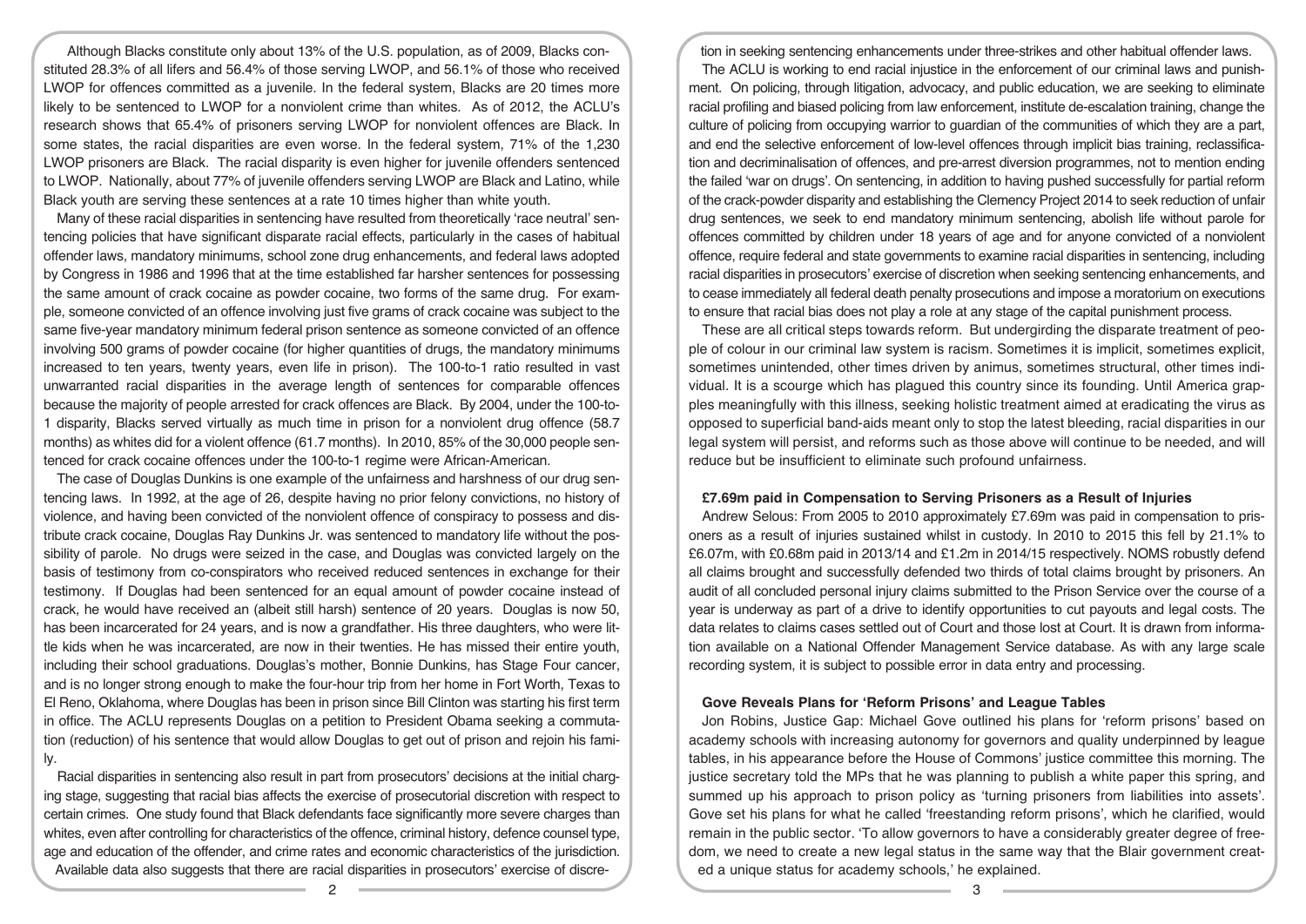Although Blacks constitute only about 13% of the U.S. population, as of 2009, Blacks constituted 28.3% of all lifers and 56.4% of those serving LWOP, and 56.1% of those who received LWOP for offences committed as a juvenile. In the federal system, Blacks are 20 times more likely to be sentenced to LWOP for a nonviolent crime than whites. As of 2012, the ACLU's research shows that 65.4% of prisoners serving LWOP for nonviolent offences are Black. In some states, the racial disparities are even worse. In the federal system, 71% of the 1,230 LWOP prisoners are Black. The racial disparity is even higher for juvenile offenders sentenced to LWOP. Nationally, about 77% of juvenile offenders serving LWOP are Black and Latino, while Black youth are serving these sentences at a rate 10 times higher than white youth.

Many of these racial disparities in sentencing have resulted from theoretically 'race neutral' sentencing policies that have significant disparate racial effects, particularly in the cases of habitual offender laws, mandatory minimums, school zone drug enhancements, and federal laws adopted by Congress in 1986 and 1996 that at the time established far harsher sentences for possessing the same amount of crack cocaine as powder cocaine, two forms of the same drug. For example, someone convicted of an offence involving just five grams of crack cocaine was subject to the same five-year mandatory minimum federal prison sentence as someone convicted of an offence involving 500 grams of powder cocaine (for higher quantities of drugs, the mandatory minimums increased to ten years, twenty years, even life in prison). The 100-to-1 ratio resulted in vast unwarranted racial disparities in the average length of sentences for comparable offences because the majority of people arrested for crack offences are Black. By 2004, under the 100-to-1 disparity, Blacks served virtually as much time in prison for a nonviolent drug offence (58.7 months) as whites did for a violent offence (61.7 months). In 2010, 85% of the 30,000 people sentenced for crack cocaine offences under the 100-to-1 regime were African-American.

The case of Douglas Dunkins is one example of the unfairness and harshness of our drug sentencing laws. In 1992, at the age of 26, despite having no prior felony convictions, no history of violence, and having been convicted of the nonviolent offence of conspiracy to possess and distribute crack cocaine, Douglas Ray Dunkins Jr. was sentenced to mandatory life without the possibility of parole. No drugs were seized in the case, and Douglas was convicted largely on the basis of testimony from co-conspirators who received reduced sentences in exchange for their testimony. If Douglas had been sentenced for an equal amount of powder cocaine instead of crack, he would have received an (albeit still harsh) sentence of 20 years. Douglas is now 50, has been incarcerated for 24 years, and is now a grandfather. His three daughters, who were little kids when he was incarcerated, are now in their twenties. He has missed their entire youth, including their school graduations. Douglas's mother, Bonnie Dunkins, has Stage Four cancer, and is no longer strong enough to make the four-hour trip from her home in Fort Worth, Texas to El Reno, Oklahoma, where Douglas has been in prison since Bill Clinton was starting his first term in office. The ACLU represents Douglas on a petition to President Obama seeking a commutation (reduction) of his sentence that would allow Douglas to get out of prison and rejoin his family.

Racial disparities in sentencing also result in part from prosecutors' decisions at the initial charging stage, suggesting that racial bias affects the exercise of prosecutorial discretion with respect to certain crimes. One study found that Black defendants face significantly more severe charges than whites, even after controlling for characteristics of the offence, criminal history, defence counsel type, age and education of the offender, and crime rates and economic characteristics of the jurisdiction. Available data also suggests that there are racial disparities in prosecutors' exercise of discretion in seeking sentencing enhancements under three-strikes and other habitual offender laws.

The ACLU is working to end racial injustice in the enforcement of our criminal laws and punishment. On policing, through litigation, advocacy, and public education, we are seeking to eliminate racial profiling and biased policing from law enforcement, institute de-escalation training, change the culture of policing from occupying warrior to guardian of the communities of which they are a part, and end the selective enforcement of low-level offences through implicit bias training, reclassification and decriminalisation of offences, and pre-arrest diversion programmes, not to mention ending the failed 'war on drugs'. On sentencing, in addition to having pushed successfully for partial reform of the crack-powder disparity and establishing the Clemency Project 2014 to seek reduction of unfair drug sentences, we seek to end mandatory minimum sentencing, abolish life without parole for offences committed by children under 18 years of age and for anyone convicted of a nonviolent offence, require federal and state governments to examine racial disparities in sentencing, including racial disparities in prosecutors' exercise of discretion when seeking sentencing enhancements, and to cease immediately all federal death penalty prosecutions and impose a moratorium on executions to ensure that racial bias does not play a role at any stage of the capital punishment process.

These are all critical steps towards reform. But undergirding the disparate treatment of people of colour in our criminal law system is racism. Sometimes it is implicit, sometimes explicit, sometimes unintended, other times driven by animus, sometimes structural, other times individual. It is a scourge which has plagued this country since its founding. Until America grapples meaningfully with this illness, seeking holistic treatment aimed at eradicating the virus as opposed to superficial band-aids meant only to stop the latest bleeding, racial disparities in our legal system will persist, and reforms such as those above will continue to be needed, and will reduce but be insufficient to eliminate such profound unfairness.

### £7.69m paid in Compensation to Serving Prisoners as a Result of Injuries

Andrew Selous: From 2005 to 2010 approximately £7.69m was paid in compensation to prisoners as a result of injuries sustained whilst in custody. In 2010 to 2015 this fell by 21.1% to £6.07m, with £0.68m paid in 2013/14 and £1.2m in 2014/15 respectively. NOMS robustly defend all claims brought and successfully defended two thirds of total claims brought by prisoners. An audit of all concluded personal injury claims submitted to the Prison Service over the course of a year is underway as part of a drive to identify opportunities to cut payouts and legal costs. The data relates to claims cases settled out of Court and those lost at Court. It is drawn from information available on a National Offender Management Service database. As with any large scale recording system, it is subject to possible error in data entry and processing.

### Gove Reveals Plans for 'Reform Prisons' and League Tables

Jon Robins, Justice Gap: Michael Gove outlined his plans for 'reform prisons' based on academy schools with increasing autonomy for governors and quality underpinned by league tables, in his appearance before the House of Commons' justice committee this morning. The justice secretary told the MPs that he was planning to publish a white paper this spring, and summed up his approach to prison policy as 'turning prisoners from liabilities into assets'. Gove set his plans for what he called 'freestanding reform prisons', which he clarified, would remain in the public sector. 'To allow governors to have a considerably greater degree of freedom, we need to create a new legal status in the same way that the Blair government created a unique status for academy schools,' he explained.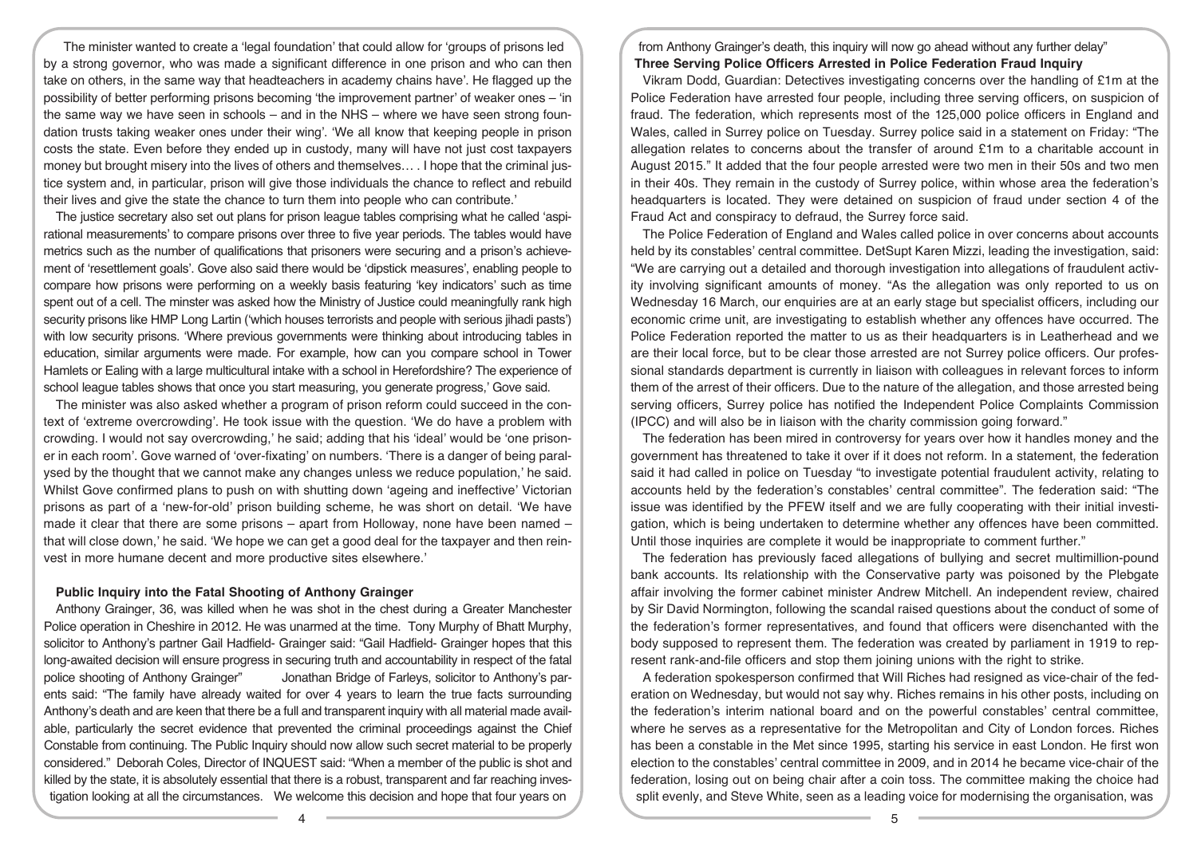The minister wanted to create a 'legal foundation' that could allow for 'groups of prisons led by a strong governor, who was made a significant difference in one prison and who can then take on others, in the same way that headteachers in academy chains have'. He flagged up the possibility of better performing prisons becoming 'the improvement partner' of weaker ones – 'in the same way we have seen in schools – and in the NHS – where we have seen strong foundation trusts taking weaker ones under their wing'. 'We all know that keeping people in prison costs the state. Even before they ended up in custody, many will have not just cost taxpayers money but brought misery into the lives of others and themselves… . I hope that the criminal justice system and, in particular, prison will give those individuals the chance to reflect and rebuild their lives and give the state the chance to turn them into people who can contribute.'

The justice secretary also set out plans for prison league tables comprising what he called 'aspirational measurements' to compare prisons over three to five year periods. The tables would have metrics such as the number of qualifications that prisoners were securing and a prison's achievement of 'resettlement goals'. Gove also said there would be 'dipstick measures', enabling people to compare how prisons were performing on a weekly basis featuring 'key indicators' such as time spent out of a cell. The minster was asked how the Ministry of Justice could meaningfully rank high security prisons like HMP Long Lartin ('which houses terrorists and people with serious jihadi pasts') with low security prisons. 'Where previous governments were thinking about introducing tables in education, similar arguments were made. For example, how can you compare school in Tower Hamlets or Ealing with a large multicultural intake with a school in Herefordshire? The experience of school league tables shows that once you start measuring, you generate progress,' Gove said.

The minister was also asked whether a program of prison reform could succeed in the context of 'extreme overcrowding'. He took issue with the question. 'We do have a problem with crowding. I would not say overcrowding,' he said; adding that his 'ideal' would be 'one prisoner in each room'. Gove warned of 'over-fixating' on numbers. 'There is a danger of being paralysed by the thought that we cannot make any changes unless we reduce population,' he said. Whilst Gove confirmed plans to push on with shutting down 'ageing and ineffective' Victorian prisons as part of a 'new-for-old' prison building scheme, he was short on detail. 'We have made it clear that there are some prisons – apart from Holloway, none have been named – that will close down,' he said. 'We hope we can get a good deal for the taxpayer and then reinvest in more humane decent and more productive sites elsewhere.'

### Public Inquiry into the Fatal Shooting of Anthony Grainger

Anthony Grainger, 36, was killed when he was shot in the chest during a Greater Manchester Police operation in Cheshire in 2012. He was unarmed at the time. Tony Murphy of Bhatt Murphy, solicitor to Anthony's partner Gail Hadfield- Grainger said: "Gail Hadfield- Grainger hopes that this long-awaited decision will ensure progress in securing truth and accountability in respect of the fatal police shooting of Anthony Grainger" Jonathan Bridge of Farleys, solicitor to Anthony's parents said: "The family have already waited for over 4 years to learn the true facts surrounding Anthony's death and are keen that there be a full and transparent inquiry with all material made available, particularly the secret evidence that prevented the criminal proceedings against the Chief Constable from continuing. The Public Inquiry should now allow such secret material to be properly considered." Deborah Coles, Director of INQUEST said: "When a member of the public is shot and killed by the state, it is absolutely essential that there is a robust, transparent and far reaching investigation looking at all the circumstances. We welcome this decision and hope that four years on from Anthony Grainger's death, this inquiry will now go ahead without any further delay"

### Three Serving Police Officers Arrested in Police Federation Fraud Inquiry

Vikram Dodd, Guardian: Detectives investigating concerns over the handling of £1m at the Police Federation have arrested four people, including three serving officers, on suspicion of fraud. The federation, which represents most of the 125,000 police officers in England and Wales, called in Surrey police on Tuesday. Surrey police said in a statement on Friday: "The allegation relates to concerns about the transfer of around £1m to a charitable account in August 2015." It added that the four people arrested were two men in their 50s and two men in their 40s. They remain in the custody of Surrey police, within whose area the federation's headquarters is located. They were detained on suspicion of fraud under section 4 of the Fraud Act and conspiracy to defraud, the Surrey force said.

The Police Federation of England and Wales called police in over concerns about accounts held by its constables' central committee. DetSupt Karen Mizzi, leading the investigation, said: "We are carrying out a detailed and thorough investigation into allegations of fraudulent activity involving significant amounts of money. "As the allegation was only reported to us on Wednesday 16 March, our enquiries are at an early stage but specialist officers, including our economic crime unit, are investigating to establish whether any offences have occurred. The Police Federation reported the matter to us as their headquarters is in Leatherhead and we are their local force, but to be clear those arrested are not Surrey police officers. Our professional standards department is currently in liaison with colleagues in relevant forces to inform them of the arrest of their officers. Due to the nature of the allegation, and those arrested being serving officers, Surrey police has notified the Independent Police Complaints Commission (IPCC) and will also be in liaison with the charity commission going forward."

The federation has been mired in controversy for years over how it handles money and the government has threatened to take it over if it does not reform. In a statement, the federation said it had called in police on Tuesday "to investigate potential fraudulent activity, relating to accounts held by the federation's constables' central committee". The federation said: "The issue was identified by the PFEW itself and we are fully cooperating with their initial investigation, which is being undertaken to determine whether any offences have been committed. Until those inquiries are complete it would be inappropriate to comment further."

The federation has previously faced allegations of bullying and secret multimillion-pound bank accounts. Its relationship with the Conservative party was poisoned by the Plebgate affair involving the former cabinet minister Andrew Mitchell. An independent review, chaired by Sir David Normington, following the scandal raised questions about the conduct of some of the federation's former representatives, and found that officers were disenchanted with the body supposed to represent them. The federation was created by parliament in 1919 to represent rank-and-file officers and stop them joining unions with the right to strike.

A federation spokesperson confirmed that Will Riches had resigned as vice-chair of the federation on Wednesday, but would not say why. Riches remains in his other posts, including on the federation's interim national board and on the powerful constables' central committee, where he serves as a representative for the Metropolitan and City of London forces. Riches has been a constable in the Met since 1995, starting his service in east London. He first won election to the constables' central committee in 2009, and in 2014 he became vice-chair of the federation, losing out on being chair after a coin toss. The committee making the choice had split evenly, and Steve White, seen as a leading voice for modernising the organisation, was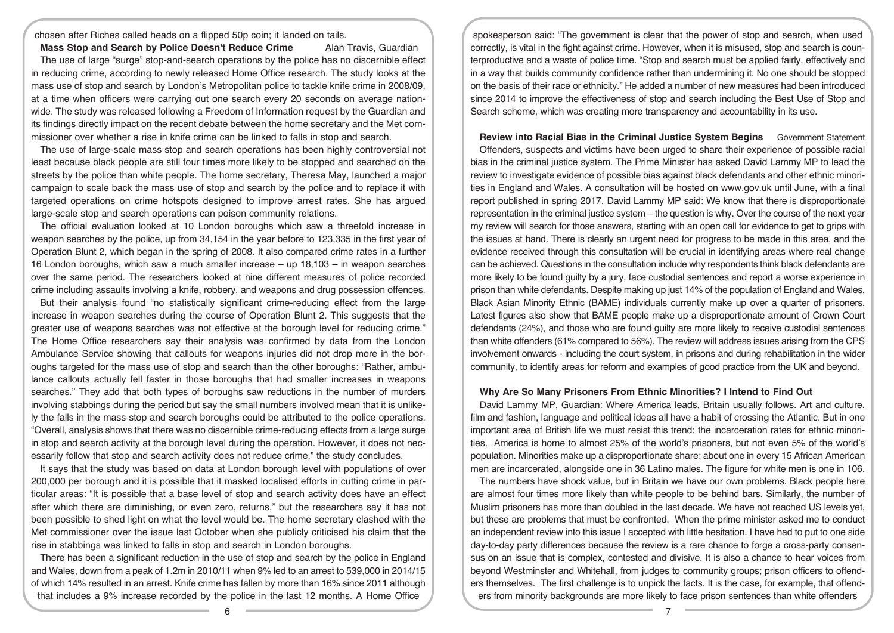chosen after Riches called heads on a flipped 50p coin; it landed on tails.

**Mass Stop and Search by Police Doesn't Reduce Crime** Alan Travis, Guardian

The use of large "surge" stop-and-search operations by the police has no discernible effect in reducing crime, according to newly released Home Office research. The study looks at the mass use of stop and search by London's Metropolitan police to tackle knife crime in 2008/09, at a time when officers were carrying out one search every 20 seconds on average nationwide. The study was released following a Freedom of Information request by the Guardian and its findings directly impact on the recent debate between the home secretary and the Met commissioner over whether a rise in knife crime can be linked to falls in stop and search.

The use of large-scale mass stop and search operations has been highly controversial not least because black people are still four times more likely to be stopped and searched on the streets by the police than white people. The home secretary, Theresa May, launched a major campaign to scale back the mass use of stop and search by the police and to replace it with targeted operations on crime hotspots designed to improve arrest rates. She has argued large-scale stop and search operations can poison community relations.

The official evaluation looked at 10 London boroughs which saw a threefold increase in weapon searches by the police, up from 34,154 in the year before to 123,335 in the first year of Operation Blunt 2, which began in the spring of 2008. It also compared crime rates in a further 16 London boroughs, which saw a much smaller increase – up 18,103 – in weapon searches over the same period. The researchers looked at nine different measures of police recorded crime including assaults involving a knife, robbery, and weapons and drug possession offences.

But their analysis found "no statistically significant crime-reducing effect from the large increase in weapon searches during the course of Operation Blunt 2. This suggests that the greater use of weapons searches was not effective at the borough level for reducing crime." The Home Office researchers say their analysis was confirmed by data from the London Ambulance Service showing that callouts for weapons injuries did not drop more in the boroughs targeted for the mass use of stop and search than the other boroughs: "Rather, ambulance callouts actually fell faster in those boroughs that had smaller increases in weapons searches." They add that both types of boroughs saw reductions in the number of murders involving stabbings during the period but say the small numbers involved mean that it is unlikely the falls in the mass stop and search boroughs could be attributed to the police operations. "Overall, analysis shows that there was no discernible crime-reducing effects from a large surge in stop and search activity at the borough level during the operation. However, it does not necessarily follow that stop and search activity does not reduce crime," the study concludes.

It says that the study was based on data at London borough level with populations of over 200,000 per borough and it is possible that it masked localised efforts in cutting crime in particular areas: "It is possible that a base level of stop and search activity does have an effect after which there are diminishing, or even zero, returns," but the researchers say it has not been possible to shed light on what the level would be. The home secretary clashed with the Met commissioner over the issue last October when she publicly criticised his claim that the rise in stabbings was linked to falls in stop and search in London boroughs.

There has been a significant reduction in the use of stop and search by the police in England and Wales, down from a peak of 1.2m in 2010/11 when 9% led to an arrest to 539,000 in 2014/15 of which 14% resulted in an arrest. Knife crime has fallen by more than 16% since 2011 although that includes a 9% increase recorded by the police in the last 12 months. A Home Office spokesperson said: "The government is clear that the power of stop and search, when used correctly, is vital in the fight against crime. However, when it is misused, stop and search is counterproductive and a waste of police time. "Stop and search must be applied fairly, effectively and in a way that builds community confidence rather than undermining it. No one should be stopped on the basis of their race or ethnicity." He added a number of new measures had been introduced since 2014 to improve the effectiveness of stop and search including the Best Use of Stop and Search scheme, which was creating more transparency and accountability in its use.

**Review into Racial Bias in the Criminal Justice System Begins** Government Statement

Offenders, suspects and victims have been urged to share their experience of possible racial bias in the criminal justice system. The Prime Minister has asked David Lammy MP to lead the review to investigate evidence of possible bias against black defendants and other ethnic minorities in England and Wales. A consultation will be hosted on www.gov.uk until June, with a final report published in spring 2017. David Lammy MP said: We know that there is disproportionate representation in the criminal justice system – the question is why. Over the course of the next year my review will search for those answers, starting with an open call for evidence to get to grips with the issues at hand. There is clearly an urgent need for progress to be made in this area, and the evidence received through this consultation will be crucial in identifying areas where real change can be achieved. Questions in the consultation include why respondents think black defendants are more likely to be found guilty by a jury, face custodial sentences and report a worse experience in prison than white defendants. Despite making up just 14% of the population of England and Wales, Black Asian Minority Ethnic (BAME) individuals currently make up over a quarter of prisoners. Latest figures also show that BAME people make up a disproportionate amount of Crown Court defendants (24%), and those who are found guilty are more likely to receive custodial sentences than white offenders (61% compared to 56%). The review will address issues arising from the CPS involvement onwards - including the court system, in prisons and during rehabilitation in the wider community, to identify areas for reform and examples of good practice from the UK and beyond.

**Why Are So Many Prisoners From Ethnic Minorities? I Intend to Find Out**

David Lammy MP, Guardian: Where America leads, Britain usually follows. Art and culture, film and fashion, language and political ideas all have a habit of crossing the Atlantic. But in one important area of British life we must resist this trend: the incarceration rates for ethnic minorities. America is home to almost 25% of the world's prisoners, but not even 5% of the world's population. Minorities make up a disproportionate share: about one in every 15 African American men are incarcerated, alongside one in 36 Latino males. The figure for white men is one in 106.

The numbers have shock value, but in Britain we have our own problems. Black people here are almost four times more likely than white people to be behind bars. Similarly, the number of Muslim prisoners has more than doubled in the last decade. We have not reached US levels yet, but these are problems that must be confronted. When the prime minister asked me to conduct an independent review into this issue I accepted with little hesitation. I have had to put to one side day-to-day party differences because the review is a rare chance to forge a cross-party consensus on an issue that is complex, contested and divisive. It is also a chance to hear voices from beyond Westminster and Whitehall, from judges to community groups; prison officers to offenders themselves. The first challenge is to unpick the facts. It is the case, for example, that offenders from minority backgrounds are more likely to face prison sentences than white offenders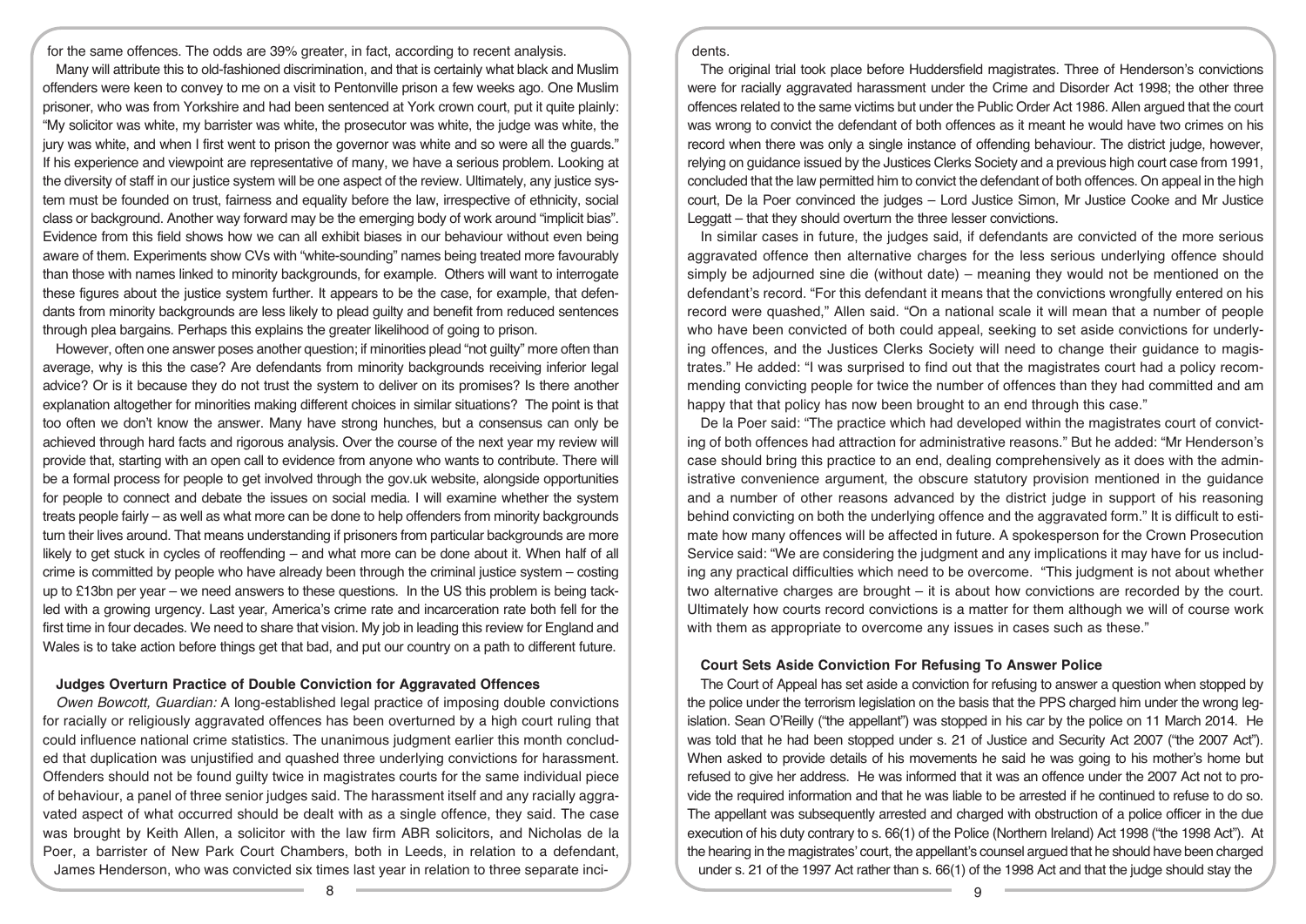for the same offences. The odds are 39% greater, in fact, according to recent analysis.

Many will attribute this to old-fashioned discrimination, and that is certainly what black and Muslim offenders were keen to convey to me on a visit to Pentonville prison a few weeks ago. One Muslim prisoner, who was from Yorkshire and had been sentenced at York crown court, put it quite plainly: "My solicitor was white, my barrister was white, the prosecutor was white, the judge was white, the jury was white, and when I first went to prison the governor was white and so were all the guards." If his experience and viewpoint are representative of many, we have a serious problem. Looking at the diversity of staff in our justice system will be one aspect of the review. Ultimately, any justice system must be founded on trust, fairness and equality before the law, irrespective of ethnicity, social class or background. Another way forward may be the emerging body of work around "implicit bias". Evidence from this field shows how we can all exhibit biases in our behaviour without even being aware of them. Experiments show CVs with "white-sounding" names being treated more favourably than those with names linked to minority backgrounds, for example. Others will want to interrogate these figures about the justice system further. It appears to be the case, for example, that defendants from minority backgrounds are less likely to plead guilty and benefit from reduced sentences through plea bargains. Perhaps this explains the greater likelihood of going to prison.

However, often one answer poses another question; if minorities plead "not guilty" more often than average, why is this the case? Are defendants from minority backgrounds receiving inferior legal advice? Or is it because they do not trust the system to deliver on its promises? Is there another explanation altogether for minorities making different choices in similar situations? The point is that too often we don't know the answer. Many have strong hunches, but a consensus can only be achieved through hard facts and rigorous analysis. Over the course of the next year my review will provide that, starting with an open call to evidence from anyone who wants to contribute. There will be a formal process for people to get involved through the gov.uk website, alongside opportunities for people to connect and debate the issues on social media. I will examine whether the system treats people fairly – as well as what more can be done to help offenders from minority backgrounds turn their lives around. That means understanding if prisoners from particular backgrounds are more likely to get stuck in cycles of reoffending – and what more can be done about it. When half of all crime is committed by people who have already been through the criminal justice system – costing up to £13bn per year – we need answers to these questions. In the US this problem is being tackled with a growing urgency. Last year, America's crime rate and incarceration rate both fell for the first time in four decades. We need to share that vision. My job in leading this review for England and Wales is to take action before things get that bad, and put our country on a path to different future.

### Judges Overturn Practice of Double Conviction for Aggravated Offences

*Owen Bowcott, Guardian:* A long-established legal practice of imposing double convictions for racially or religiously aggravated offences has been overturned by a high court ruling that could influence national crime statistics. The unanimous judgment earlier this month concluded that duplication was unjustified and quashed three underlying convictions for harassment. Offenders should not be found guilty twice in magistrates courts for the same individual piece of behaviour, a panel of three senior judges said. The harassment itself and any racially aggravated aspect of what occurred should be dealt with as a single offence, they said. The case was brought by Keith Allen, a solicitor with the law firm ABR solicitors, and Nicholas de la Poer, a barrister of New Park Court Chambers, both in Leeds, in relation to a defendant, James Henderson, who was convicted six times last year in relation to three separate incidents.

The original trial took place before Huddersfield magistrates. Three of Henderson's convictions were for racially aggravated harassment under the Crime and Disorder Act 1998; the other three offences related to the same victims but under the Public Order Act 1986. Allen argued that the court was wrong to convict the defendant of both offences as it meant he would have two crimes on his record when there was only a single instance of offending behaviour. The district judge, however, relying on guidance issued by the Justices Clerks Society and a previous high court case from 1991, concluded that the law permitted him to convict the defendant of both offences. On appeal in the high court, De la Poer convinced the judges – Lord Justice Simon, Mr Justice Cooke and Mr Justice Leggatt – that they should overturn the three lesser convictions.

In similar cases in future, the judges said, if defendants are convicted of the more serious aggravated offence then alternative charges for the less serious underlying offence should simply be adjourned sine die (without date) – meaning they would not be mentioned on the defendant's record. "For this defendant it means that the convictions wrongfully entered on his record were quashed," Allen said. "On a national scale it will mean that a number of people who have been convicted of both could appeal, seeking to set aside convictions for underlying offences, and the Justices Clerks Society will need to change their guidance to magistrates." He added: "I was surprised to find out that the magistrates court had a policy recommending convicting people for twice the number of offences than they had committed and am happy that that policy has now been brought to an end through this case."

De la Poer said: "The practice which had developed within the magistrates court of convicting of both offences had attraction for administrative reasons." But he added: "Mr Henderson's case should bring this practice to an end, dealing comprehensively as it does with the administrative convenience argument, the obscure statutory provision mentioned in the guidance and a number of other reasons advanced by the district judge in support of his reasoning behind convicting on both the underlying offence and the aggravated form." It is difficult to estimate how many offences will be affected in future. A spokesperson for the Crown Prosecution Service said: "We are considering the judgment and any implications it may have for us including any practical difficulties which need to be overcome. "This judgment is not about whether two alternative charges are brought – it is about how convictions are recorded by the court. Ultimately how courts record convictions is a matter for them although we will of course work with them as appropriate to overcome any issues in cases such as these."

### Court Sets Aside Conviction For Refusing To Answer Police

The Court of Appeal has set aside a conviction for refusing to answer a question when stopped by the police under the terrorism legislation on the basis that the PPS charged him under the wrong legislation. Sean O'Reilly ("the appellant") was stopped in his car by the police on 11 March 2014. He was told that he had been stopped under s. 21 of Justice and Security Act 2007 ("the 2007 Act"). When asked to provide details of his movements he said he was going to his mother's home but refused to give her address. He was informed that it was an offence under the 2007 Act not to provide the required information and that he was liable to be arrested if he continued to refuse to do so. The appellant was subsequently arrested and charged with obstruction of a police officer in the due execution of his duty contrary to s. 66(1) of the Police (Northern Ireland) Act 1998 ("the 1998 Act"). At the hearing in the magistrates' court, the appellant's counsel argued that he should have been charged under s. 21 of the 1997 Act rather than s. 66(1) of the 1998 Act and that the judge should stay the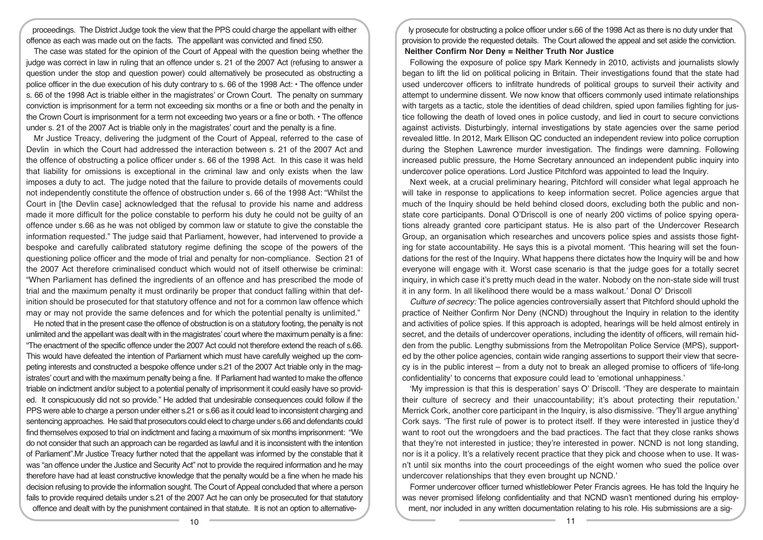proceedings. The District Judge took the view that the PPS could charge the appellant with either offence as each was made out on the facts. The appellant was convicted and fined £50.

The case was stated for the opinion of the Court of Appeal with the question being whether the judge was correct in law in ruling that an offence under s. 21 of the 2007 Act (refusing to answer a question under the stop and question power) could alternatively be prosecuted as obstructing a police officer in the due execution of his duty contrary to s. 66 of the 1998 Act: • The offence under s. 66 of the 1998 Act is triable either in the magistrates' or Crown Court. The penalty on summary conviction is imprisonment for a term not exceeding six months or a fine or both and the penalty in the Crown Court is imprisonment for a term not exceeding two years or a fine or both. • The offence under s. 21 of the 2007 Act is triable only in the magistrates' court and the penalty is a fine.

Mr Justice Treacy, delivering the judgment of the Court of Appeal, referred to the case of Devlin in which the Court had addressed the interaction between s. 21 of the 2007 Act and the offence of obstructing a police officer under s. 66 of the 1998 Act. In this case it was held that liability for omissions is exceptional in the criminal law and only exists when the law imposes a duty to act. The judge noted that the failure to provide details of movements could not independently constitute the offence of obstruction under s. 66 of the 1998 Act: "Whilst the Court in [the Devlin case] acknowledged that the refusal to provide his name and address made it more difficult for the police constable to perform his duty he could not be guilty of an offence under s.66 as he was not obliged by common law or statute to give the constable the information requested." The judge said that Parliament, however, had intervened to provide a bespoke and carefully calibrated statutory regime defining the scope of the powers of the questioning police officer and the mode of trial and penalty for non-compliance. Section 21 of the 2007 Act therefore criminalised conduct which would not of itself otherwise be criminal: "When Parliament has defined the ingredients of an offence and has prescribed the mode of trial and the maximum penalty it must ordinarily be proper that conduct falling within that definition should be prosecuted for that statutory offence and not for a common law offence which may or may not provide the same defences and for which the potential penalty is unlimited."

He noted that in the present case the offence of obstruction is on a statutory footing, the penalty is not unlimited and the appellant was dealt with in the magistrates' court where the maximum penalty is a fine: "The enactment of the specific offence under the 2007 Act could not therefore extend the reach of s.66. This would have defeated the intention of Parliament which must have carefully weighed up the competing interests and constructed a bespoke offence under s.21 of the 2007 Act triable only in the magistrates' court and with the maximum penalty being a fine. If Parliament had wanted to make the offence triable on indictment and/or subject to a potential penalty of imprisonment it could easily have so provided. It conspicuously did not so provide." He added that undesirable consequences could follow if the PPS were able to charge a person under either s.21 or s.66 as it could lead to inconsistent charging and sentencing approaches. He said that prosecutors could elect to charge under s.66 and defendants could find themselves exposed to trial on indictment and facing a maximum of six months imprisonment: "We do not consider that such an approach can be regarded as lawful and it is inconsistent with the intention of Parliament".Mr Justice Treacy further noted that the appellant was informed by the constable that it was "an offence under the Justice and Security Act" not to provide the required information and he may therefore have had at least constructive knowledge that the penalty would be a fine when he made his decision refusing to provide the information sought. The Court of Appeal concluded that where a person fails to provide required details under s.21 of the 2007 Act he can only be prosecuted for that statutory offence and dealt with by the punishment contained in that statute. It is not an option to alternatively prosecute for obstructing a police officer under s.66 of the 1998 Act as there is no duty under that provision to provide the requested details. The Court allowed the appeal and set aside the conviction.

**Neither Confirm Nor Deny = Neither Truth Nor Justice**

Following the exposure of police spy Mark Kennedy in 2010, activists and journalists slowly began to lift the lid on political policing in Britain. Their investigations found that the state had used undercover officers to infiltrate hundreds of political groups to surveil their activity and attempt to undermine dissent. We now know that officers commonly used intimate relationships with targets as a tactic, stole the identities of dead children, spied upon families fighting for justice following the death of loved ones in police custody, and lied in court to secure convictions against activists. Disturbingly, internal investigations by state agencies over the same period revealed little. In 2012, Mark Ellison QC conducted an independent review into police corruption during the Stephen Lawrence murder investigation. The findings were damning. Following increased public pressure, the Home Secretary announced an independent public inquiry into undercover police operations. Lord Justice Pitchford was appointed to lead the Inquiry.

Next week, at a crucial preliminary hearing, Pitchford will consider what legal approach he will take in response to applications to keep information secret. Police agencies argue that much of the Inquiry should be held behind closed doors, excluding both the public and non-state core participants. Donal O'Driscoll is one of nearly 200 victims of police spying operations already granted core participant status. He is also part of the Undercover Research Group, an organisation which researches and uncovers police spies and assists those fighting for state accountability. He says this is a pivotal moment. 'This hearing will set the foundations for the rest of the Inquiry. What happens there dictates how the Inquiry will be and how everyone will engage with it. Worst case scenario is that the judge goes for a totally secret inquiry, in which case it's pretty much dead in the water. Nobody on the non-state side will trust it in any form. In all likelihood there would be a mass walkout.' Donal O' Driscoll

*Culture of secrecy:* The police agencies controversially assert that Pitchford should uphold the practice of Neither Confirm Nor Deny (NCND) throughout the Inquiry in relation to the identity and activities of police spies. If this approach is adopted, hearings will be held almost entirely in secret, and the details of undercover operations, including the identity of officers, will remain hidden from the public. Lengthy submissions from the Metropolitan Police Service (MPS), supported by the other police agencies, contain wide ranging assertions to support their view that secrecy is in the public interest – from a duty not to break an alleged promise to officers of 'life-long confidentiality' to concerns that exposure could lead to 'emotional unhappiness.'

'My impression is that this is desperation' says O' Driscoll. 'They are desperate to maintain their culture of secrecy and their unaccountability; it's about protecting their reputation.' Merrick Cork, another core participant in the Inquiry, is also dismissive. 'They'll argue anything' Cork says. 'The first rule of power is to protect itself. If they were interested in justice they'd want to root out the wrongdoers and the bad practices. The fact that they close ranks shows that they're not interested in justice; they're interested in power. NCND is not long standing, nor is it a policy. It's a relatively recent practice that they pick and choose when to use. It wasn't until six months into the court proceedings of the eight women who sued the police over undercover relationships that they even brought up NCND.'

Former undercover officer turned whistleblower Peter Francis agrees. He has told the Inquiry he was never promised lifelong confidentiality and that NCND wasn't mentioned during his employment, nor included in any written documentation relating to his role. His submissions are a sig-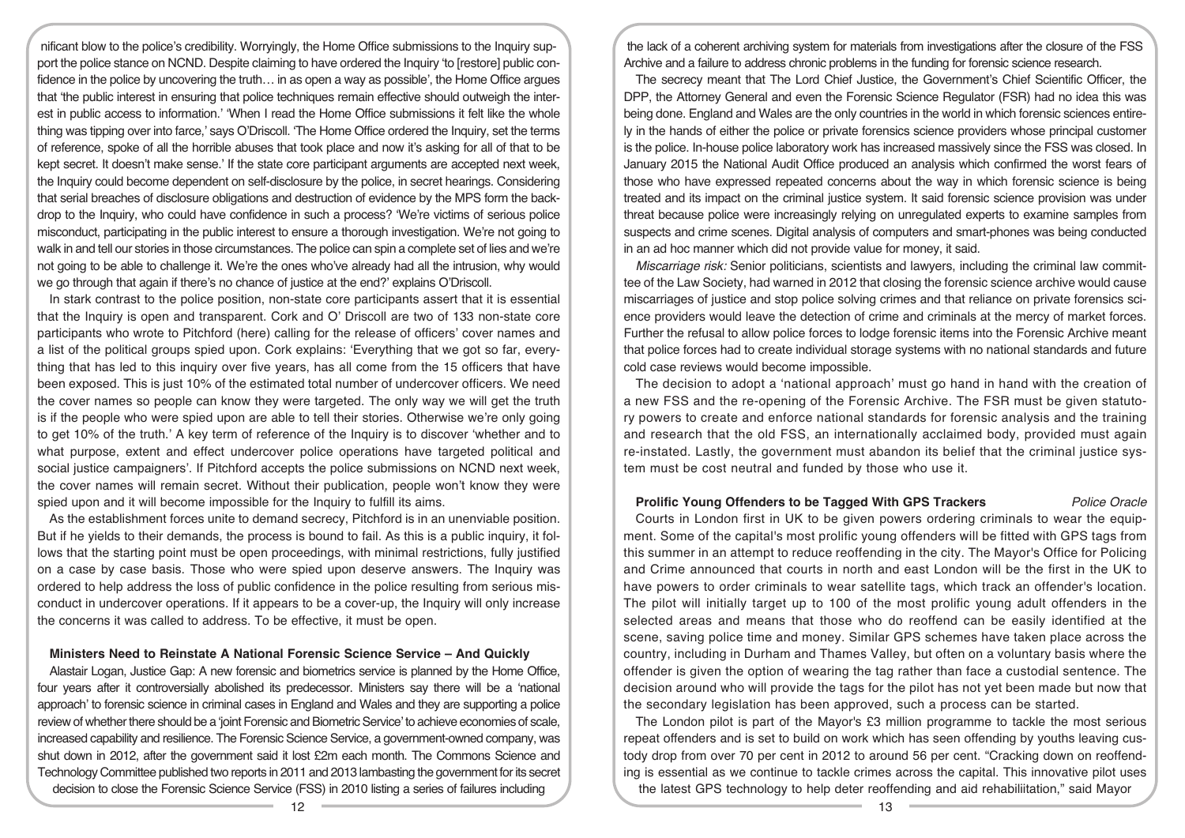nificant blow to the police's credibility. Worryingly, the Home Office submissions to the Inquiry support the police stance on NCND. Despite claiming to have ordered the Inquiry 'to [restore] public confidence in the police by uncovering the truth… in as open a way as possible', the Home Office argues that 'the public interest in ensuring that police techniques remain effective should outweigh the interest in public access to information.' 'When I read the Home Office submissions it felt like the whole thing was tipping over into farce,' says O'Driscoll. 'The Home Office ordered the Inquiry, set the terms of reference, spoke of all the horrible abuses that took place and now it's asking for all of that to be kept secret. It doesn't make sense.' If the state core participant arguments are accepted next week, the Inquiry could become dependent on self-disclosure by the police, in secret hearings. Considering that serial breaches of disclosure obligations and destruction of evidence by the MPS form the backdrop to the Inquiry, who could have confidence in such a process? 'We're victims of serious police misconduct, participating in the public interest to ensure a thorough investigation. We're not going to walk in and tell our stories in those circumstances. The police can spin a complete set of lies and we're not going to be able to challenge it. We're the ones who've already had all the intrusion, why would we go through that again if there's no chance of justice at the end?' explains O'Driscoll.

In stark contrast to the police position, non-state core participants assert that it is essential that the Inquiry is open and transparent. Cork and O' Driscoll are two of 133 non-state core participants who wrote to Pitchford (here) calling for the release of officers' cover names and a list of the political groups spied upon. Cork explains: 'Everything that we got so far, everything that has led to this inquiry over five years, has all come from the 15 officers that have been exposed. This is just 10% of the estimated total number of undercover officers. We need the cover names so people can know they were targeted. The only way we will get the truth is if the people who were spied upon are able to tell their stories. Otherwise we're only going to get 10% of the truth.' A key term of reference of the Inquiry is to discover 'whether and to what purpose, extent and effect undercover police operations have targeted political and social justice campaigners'. If Pitchford accepts the police submissions on NCND next week, the cover names will remain secret. Without their publication, people won't know they were spied upon and it will become impossible for the Inquiry to fulfill its aims.

As the establishment forces unite to demand secrecy, Pitchford is in an unenviable position. But if he yields to their demands, the process is bound to fail. As this is a public inquiry, it follows that the starting point must be open proceedings, with minimal restrictions, fully justified on a case by case basis. Those who were spied upon deserve answers. The Inquiry was ordered to help address the loss of public confidence in the police resulting from serious misconduct in undercover operations. If it appears to be a cover-up, the Inquiry will only increase the concerns it was called to address. To be effective, it must be open.

**Ministers Need to Reinstate A National Forensic Science Service – And Quickly**

Alastair Logan, Justice Gap: A new forensic and biometrics service is planned by the Home Office, four years after it controversially abolished its predecessor. Ministers say there will be a 'national approach' to forensic science in criminal cases in England and Wales and they are supporting a police review of whether there should be a 'joint Forensic and Biometric Service' to achieve economies of scale, increased capability and resilience. The Forensic Science Service, a government-owned company, was shut down in 2012, after the government said it lost £2m each month. The Commons Science and Technology Committee published two reports in 2011 and 2013 lambasting the government for its secret decision to close the Forensic Science Service (FSS) in 2010 listing a series of failures including the lack of a coherent archiving system for materials from investigations after the closure of the FSS Archive and a failure to address chronic problems in the funding for forensic science research.

The secrecy meant that The Lord Chief Justice, the Government's Chief Scientific Officer, the DPP, the Attorney General and even the Forensic Science Regulator (FSR) had no idea this was being done. England and Wales are the only countries in the world in which forensic sciences entirely in the hands of either the police or private forensics science providers whose principal customer is the police. In-house police laboratory work has increased massively since the FSS was closed. In January 2015 the National Audit Office produced an analysis which confirmed the worst fears of those who have expressed repeated concerns about the way in which forensic science is being treated and its impact on the criminal justice system. It said forensic science provision was under threat because police were increasingly relying on unregulated experts to examine samples from suspects and crime scenes. Digital analysis of computers and smart-phones was being conducted in an ad hoc manner which did not provide value for money, it said.

*Miscarriage risk:* Senior politicians, scientists and lawyers, including the criminal law committee of the Law Society, had warned in 2012 that closing the forensic science archive would cause miscarriages of justice and stop police solving crimes and that reliance on private forensics science providers would leave the detection of crime and criminals at the mercy of market forces. Further the refusal to allow police forces to lodge forensic items into the Forensic Archive meant that police forces had to create individual storage systems with no national standards and future cold case reviews would become impossible.

The decision to adopt a 'national approach' must go hand in hand with the creation of a new FSS and the re-opening of the Forensic Archive. The FSR must be given statutory powers to create and enforce national standards for forensic analysis and the training and research that the old FSS, an internationally acclaimed body, provided must again re-instated. Lastly, the government must abandon its belief that the criminal justice system must be cost neutral and funded by those who use it.

**Prolific Young Offenders to be Tagged With GPS Trackers** *Police Oracle*

Courts in London first in UK to be given powers ordering criminals to wear the equipment. Some of the capital's most prolific young offenders will be fitted with GPS tags from this summer in an attempt to reduce reoffending in the city. The Mayor's Office for Policing and Crime announced that courts in north and east London will be the first in the UK to have powers to order criminals to wear satellite tags, which track an offender's location. The pilot will initially target up to 100 of the most prolific young adult offenders in the selected areas and means that those who do reoffend can be easily identified at the scene, saving police time and money. Similar GPS schemes have taken place across the country, including in Durham and Thames Valley, but often on a voluntary basis where the offender is given the option of wearing the tag rather than face a custodial sentence. The decision around who will provide the tags for the pilot has not yet been made but now that the secondary legislation has been approved, such a process can be started.

The London pilot is part of the Mayor's £3 million programme to tackle the most serious repeat offenders and is set to build on work which has seen offending by youths leaving custody drop from over 70 per cent in 2012 to around 56 per cent. "Cracking down on reoffending is essential as we continue to tackle crimes across the capital. This innovative pilot uses the latest GPS technology to help deter reoffending and aid rehabiliitation," said Mayor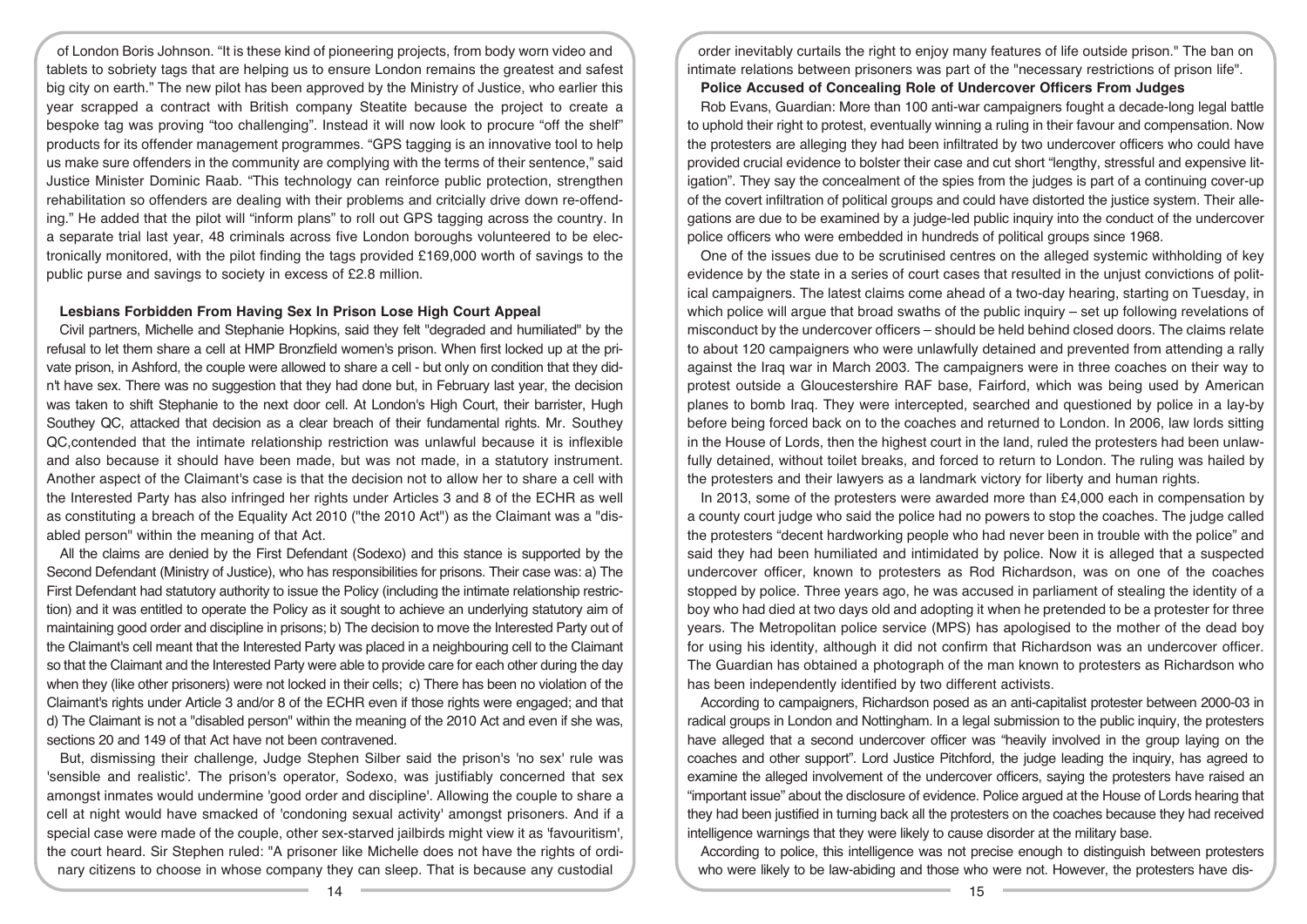of London Boris Johnson. "It is these kind of pioneering projects, from body worn video and tablets to sobriety tags that are helping us to ensure London remains the greatest and safest big city on earth." The new pilot has been approved by the Ministry of Justice, who earlier this year scrapped a contract with British company Steatite because the project to create a bespoke tag was proving "too challenging". Instead it will now look to procure "off the shelf" products for its offender management programmes. "GPS tagging is an innovative tool to help us make sure offenders in the community are complying with the terms of their sentence," said Justice Minister Dominic Raab. "This technology can reinforce public protection, strengthen rehabilitation so offenders are dealing with their problems and critcially drive down re-offending." He added that the pilot will "inform plans" to roll out GPS tagging across the country. In a separate trial last year, 48 criminals across five London boroughs volunteered to be electronically monitored, with the pilot finding the tags provided £169,000 worth of savings to the public purse and savings to society in excess of £2.8 million.

**Lesbians Forbidden From Having Sex In Prison Lose High Court Appeal**

Civil partners, Michelle and Stephanie Hopkins, said they felt "degraded and humiliated" by the refusal to let them share a cell at HMP Bronzfield women's prison. When first locked up at the private prison, in Ashford, the couple were allowed to share a cell - but only on condition that they didn't have sex. There was no suggestion that they had done but, in February last year, the decision was taken to shift Stephanie to the next door cell. At London's High Court, their barrister, Hugh Southey QC, attacked that decision as a clear breach of their fundamental rights. Mr. Southey QC,contended that the intimate relationship restriction was unlawful because it is inflexible and also because it should have been made, but was not made, in a statutory instrument. Another aspect of the Claimant's case is that the decision not to allow her to share a cell with the Interested Party has also infringed her rights under Articles 3 and 8 of the ECHR as well as constituting a breach of the Equality Act 2010 ("the 2010 Act") as the Claimant was a "disabled person" within the meaning of that Act.

All the claims are denied by the First Defendant (Sodexo) and this stance is supported by the Second Defendant (Ministry of Justice), who has responsibilities for prisons. Their case was: a) The First Defendant had statutory authority to issue the Policy (including the intimate relationship restriction) and it was entitled to operate the Policy as it sought to achieve an underlying statutory aim of maintaining good order and discipline in prisons; b) The decision to move the Interested Party out of the Claimant's cell meant that the Interested Party was placed in a neighbouring cell to the Claimant so that the Claimant and the Interested Party were able to provide care for each other during the day when they (like other prisoners) were not locked in their cells; c) There has been no violation of the Claimant's rights under Article 3 and/or 8 of the ECHR even if those rights were engaged; and that d) The Claimant is not a "disabled person" within the meaning of the 2010 Act and even if she was, sections 20 and 149 of that Act have not been contravened.

But, dismissing their challenge, Judge Stephen Silber said the prison's 'no sex' rule was 'sensible and realistic'. The prison's operator, Sodexo, was justifiably concerned that sex amongst inmates would undermine 'good order and discipline'. Allowing the couple to share a cell at night would have smacked of 'condoning sexual activity' amongst prisoners. And if a special case were made of the couple, other sex-starved jailbirds might view it as 'favouritism', the court heard. Sir Stephen ruled: "A prisoner like Michelle does not have the rights of ordinary citizens to choose in whose company they can sleep. That is because any custodial order inevitably curtails the right to enjoy many features of life outside prison." The ban on intimate relations between prisoners was part of the "necessary restrictions of prison life".

**Police Accused of Concealing Role of Undercover Officers From Judges**

Rob Evans, Guardian: More than 100 anti-war campaigners fought a decade-long legal battle to uphold their right to protest, eventually winning a ruling in their favour and compensation. Now the protesters are alleging they had been infiltrated by two undercover officers who could have provided crucial evidence to bolster their case and cut short "lengthy, stressful and expensive litigation". They say the concealment of the spies from the judges is part of a continuing cover-up of the covert infiltration of political groups and could have distorted the justice system. Their allegations are due to be examined by a judge-led public inquiry into the conduct of the undercover police officers who were embedded in hundreds of political groups since 1968.

One of the issues due to be scrutinised centres on the alleged systemic withholding of key evidence by the state in a series of court cases that resulted in the unjust convictions of political campaigners. The latest claims come ahead of a two-day hearing, starting on Tuesday, in which police will argue that broad swaths of the public inquiry – set up following revelations of misconduct by the undercover officers – should be held behind closed doors. The claims relate to about 120 campaigners who were unlawfully detained and prevented from attending a rally against the Iraq war in March 2003. The campaigners were in three coaches on their way to protest outside a Gloucestershire RAF base, Fairford, which was being used by American planes to bomb Iraq. They were intercepted, searched and questioned by police in a lay-by before being forced back on to the coaches and returned to London. In 2006, law lords sitting in the House of Lords, then the highest court in the land, ruled the protesters had been unlawfully detained, without toilet breaks, and forced to return to London. The ruling was hailed by the protesters and their lawyers as a landmark victory for liberty and human rights.

In 2013, some of the protesters were awarded more than £4,000 each in compensation by a county court judge who said the police had no powers to stop the coaches. The judge called the protesters "decent hardworking people who had never been in trouble with the police" and said they had been humiliated and intimidated by police. Now it is alleged that a suspected undercover officer, known to protesters as Rod Richardson, was on one of the coaches stopped by police. Three years ago, he was accused in parliament of stealing the identity of a boy who had died at two days old and adopting it when he pretended to be a protester for three years. The Metropolitan police service (MPS) has apologised to the mother of the dead boy for using his identity, although it did not confirm that Richardson was an undercover officer. The Guardian has obtained a photograph of the man known to protesters as Richardson who has been independently identified by two different activists.

According to campaigners, Richardson posed as an anti-capitalist protester between 2000-03 in radical groups in London and Nottingham. In a legal submission to the public inquiry, the protesters have alleged that a second undercover officer was "heavily involved in the group laying on the coaches and other support". Lord Justice Pitchford, the judge leading the inquiry, has agreed to examine the alleged involvement of the undercover officers, saying the protesters have raised an "important issue" about the disclosure of evidence. Police argued at the House of Lords hearing that they had been justified in turning back all the protesters on the coaches because they had received intelligence warnings that they were likely to cause disorder at the military base.

According to police, this intelligence was not precise enough to distinguish between protesters who were likely to be law-abiding and those who were not. However, the protesters have dis-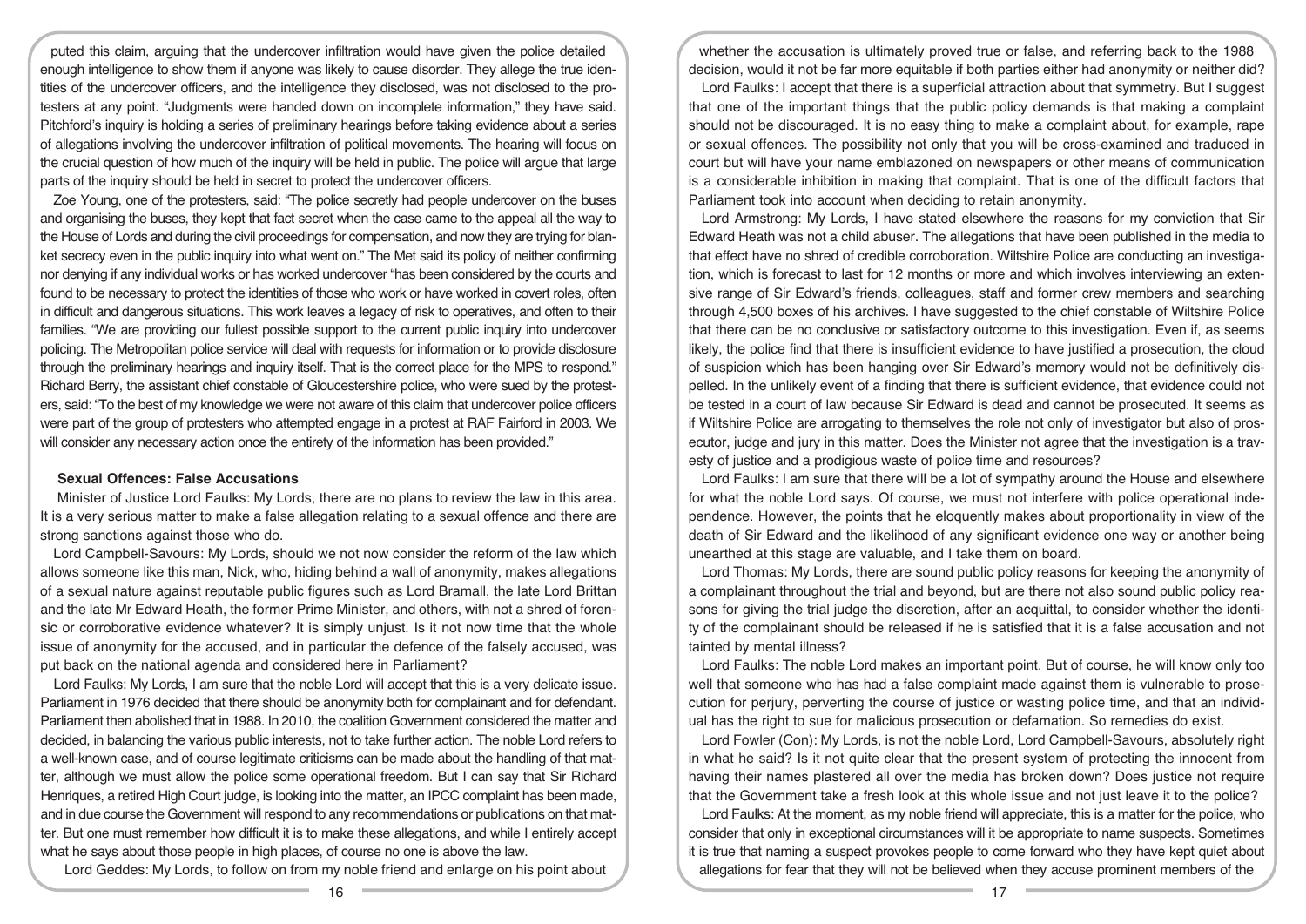puted this claim, arguing that the undercover infiltration would have given the police detailed enough intelligence to show them if anyone was likely to cause disorder. They allege the true identities of the undercover officers, and the intelligence they disclosed, was not disclosed to the protesters at any point. "Judgments were handed down on incomplete information," they have said. Pitchford's inquiry is holding a series of preliminary hearings before taking evidence about a series of allegations involving the undercover infiltration of political movements. The hearing will focus on the crucial question of how much of the inquiry will be held in public. The police will argue that large parts of the inquiry should be held in secret to protect the undercover officers.

Zoe Young, one of the protesters, said: "The police secretly had people undercover on the buses and organising the buses, they kept that fact secret when the case came to the appeal all the way to the House of Lords and during the civil proceedings for compensation, and now they are trying for blanket secrecy even in the public inquiry into what went on." The Met said its policy of neither confirming nor denying if any individual works or has worked undercover "has been considered by the courts and found to be necessary to protect the identities of those who work or have worked in covert roles, often in difficult and dangerous situations. This work leaves a legacy of risk to operatives, and often to their families. "We are providing our fullest possible support to the current public inquiry into undercover policing. The Metropolitan police service will deal with requests for information or to provide disclosure through the preliminary hearings and inquiry itself. That is the correct place for the MPS to respond." Richard Berry, the assistant chief constable of Gloucestershire police, who were sued by the protesters, said: "To the best of my knowledge we were not aware of this claim that undercover police officers were part of the group of protesters who attempted engage in a protest at RAF Fairford in 2003. We will consider any necessary action once the entirety of the information has been provided."

### Sexual Offences: False Accusations

Minister of Justice Lord Faulks: My Lords, there are no plans to review the law in this area. It is a very serious matter to make a false allegation relating to a sexual offence and there are strong sanctions against those who do.

Lord Campbell-Savours: My Lords, should we not now consider the reform of the law which allows someone like this man, Nick, who, hiding behind a wall of anonymity, makes allegations of a sexual nature against reputable public figures such as Lord Bramall, the late Lord Brittan and the late Mr Edward Heath, the former Prime Minister, and others, with not a shred of forensic or corroborative evidence whatever? It is simply unjust. Is it not now time that the whole issue of anonymity for the accused, and in particular the defence of the falsely accused, was put back on the national agenda and considered here in Parliament?

Lord Faulks: My Lords, I am sure that the noble Lord will accept that this is a very delicate issue. Parliament in 1976 decided that there should be anonymity both for complainant and for defendant. Parliament then abolished that in 1988. In 2010, the coalition Government considered the matter and decided, in balancing the various public interests, not to take further action. The noble Lord refers to a well-known case, and of course legitimate criticisms can be made about the handling of that matter, although we must allow the police some operational freedom. But I can say that Sir Richard Henriques, a retired High Court judge, is looking into the matter, an IPCC complaint has been made, and in due course the Government will respond to any recommendations or publications on that matter. But one must remember how difficult it is to make these allegations, and while I entirely accept what he says about those people in high places, of course no one is above the law.

Lord Geddes: My Lords, to follow on from my noble friend and enlarge on his point about whether the accusation is ultimately proved true or false, and referring back to the 1988 decision, would it not be far more equitable if both parties either had anonymity or neither did?

Lord Faulks: I accept that there is a superficial attraction about that symmetry. But I suggest that one of the important things that the public policy demands is that making a complaint should not be discouraged. It is no easy thing to make a complaint about, for example, rape or sexual offences. The possibility not only that you will be cross-examined and traduced in court but will have your name emblazoned on newspapers or other means of communication is a considerable inhibition in making that complaint. That is one of the difficult factors that Parliament took into account when deciding to retain anonymity.

Lord Armstrong: My Lords, I have stated elsewhere the reasons for my conviction that Sir Edward Heath was not a child abuser. The allegations that have been published in the media to that effect have no shred of credible corroboration. Wiltshire Police are conducting an investigation, which is forecast to last for 12 months or more and which involves interviewing an extensive range of Sir Edward's friends, colleagues, staff and former crew members and searching through 4,500 boxes of his archives. I have suggested to the chief constable of Wiltshire Police that there can be no conclusive or satisfactory outcome to this investigation. Even if, as seems likely, the police find that there is insufficient evidence to have justified a prosecution, the cloud of suspicion which has been hanging over Sir Edward's memory would not be definitively dispelled. In the unlikely event of a finding that there is sufficient evidence, that evidence could not be tested in a court of law because Sir Edward is dead and cannot be prosecuted. It seems as if Wiltshire Police are arrogating to themselves the role not only of investigator but also of prosecutor, judge and jury in this matter. Does the Minister not agree that the investigation is a travesty of justice and a prodigious waste of police time and resources?

Lord Faulks: I am sure that there will be a lot of sympathy around the House and elsewhere for what the noble Lord says. Of course, we must not interfere with police operational independence. However, the points that he eloquently makes about proportionality in view of the death of Sir Edward and the likelihood of any significant evidence one way or another being unearthed at this stage are valuable, and I take them on board.

Lord Thomas: My Lords, there are sound public policy reasons for keeping the anonymity of a complainant throughout the trial and beyond, but are there not also sound public policy reasons for giving the trial judge the discretion, after an acquittal, to consider whether the identity of the complainant should be released if he is satisfied that it is a false accusation and not tainted by mental illness?

Lord Faulks: The noble Lord makes an important point. But of course, he will know only too well that someone who has had a false complaint made against them is vulnerable to prosecution for perjury, perverting the course of justice or wasting police time, and that an individual has the right to sue for malicious prosecution or defamation. So remedies do exist.

Lord Fowler (Con): My Lords, is not the noble Lord, Lord Campbell-Savours, absolutely right in what he said? Is it not quite clear that the present system of protecting the innocent from having their names plastered all over the media has broken down? Does justice not require that the Government take a fresh look at this whole issue and not just leave it to the police?

Lord Faulks: At the moment, as my noble friend will appreciate, this is a matter for the police, who consider that only in exceptional circumstances will it be appropriate to name suspects. Sometimes it is true that naming a suspect provokes people to come forward who they have kept quiet about allegations for fear that they will not be believed when they accuse prominent members of the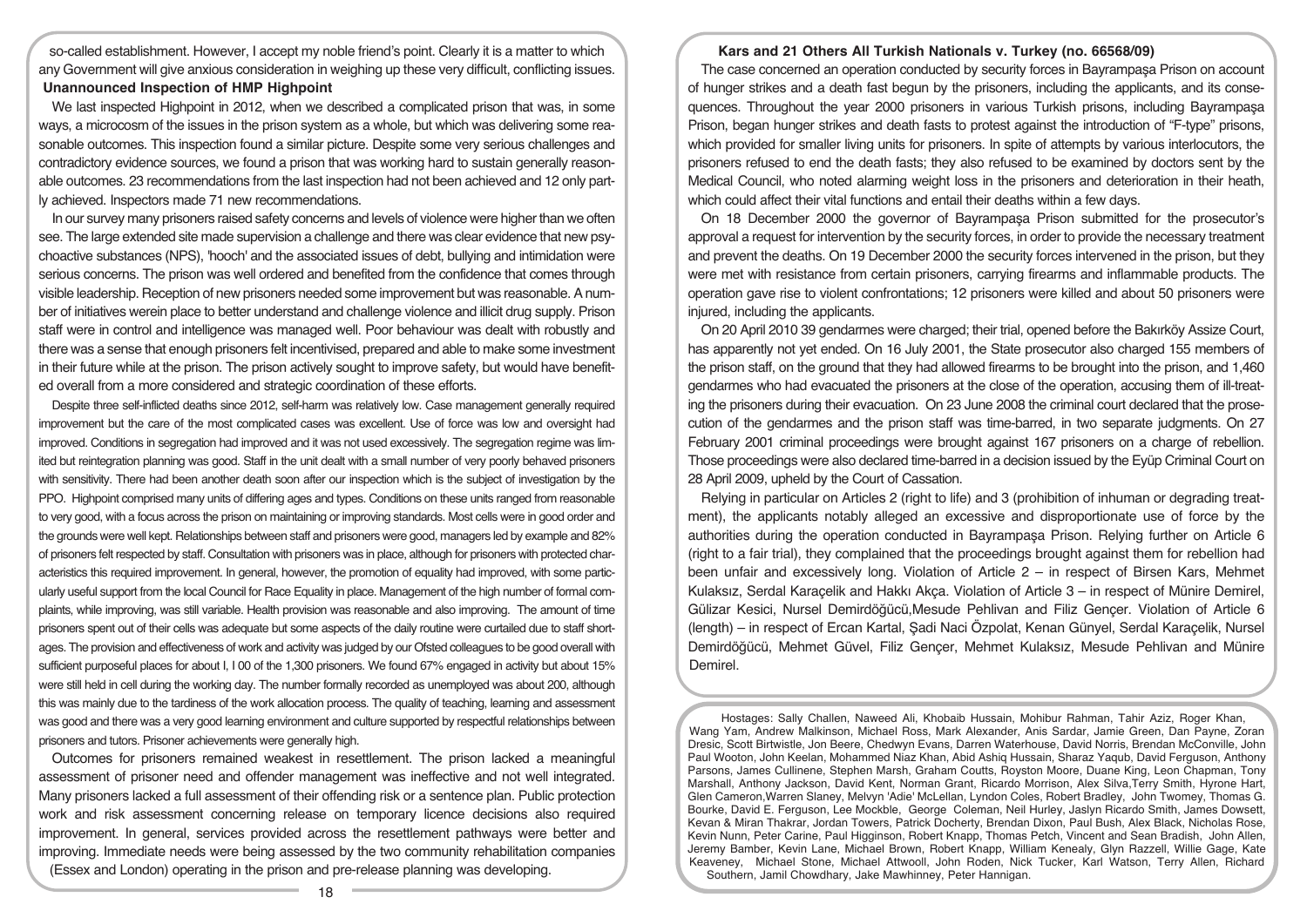so-called establishment. However, I accept my noble friend's point. Clearly it is a matter to which any Government will give anxious consideration in weighing up these very difficult, conflicting issues.

**Unannounced Inspection of HMP Highpoint**

We last inspected Highpoint in 2012, when we described a complicated prison that was, in some ways, a microcosm of the issues in the prison system as a whole, but which was delivering some reasonable outcomes. This inspection found a similar picture. Despite some very serious challenges and contradictory evidence sources, we found a prison that was working hard to sustain generally reasonable outcomes. 23 recommendations from the last inspection had not been achieved and 12 only partly achieved. Inspectors made 71 new recommendations.

In our survey many prisoners raised safety concerns and levels of violence were higher than we often see. The large extended site made supervision a challenge and there was clear evidence that new psychoactive substances (NPS), 'hooch' and the associated issues of debt, bullying and intimidation were serious concerns. The prison was well ordered and benefited from the confidence that comes through visible leadership. Reception of new prisoners needed some improvement but was reasonable. A number of initiatives werein place to better understand and challenge violence and illicit drug supply. Prison staff were in control and intelligence was managed well. Poor behaviour was dealt with robustly and there was a sense that enough prisoners felt incentivised, prepared and able to make some investment in their future while at the prison. The prison actively sought to improve safety, but would have benefited overall from a more considered and strategic coordination of these efforts.

Despite three self-inflicted deaths since 2012, self-harm was relatively low. Case management generally required improvement but the care of the most complicated cases was excellent. Use of force was low and oversight had improved. Conditions in segregation had improved and it was not used excessively. The segregation regime was limited but reintegration planning was good. Staff in the unit dealt with a small number of very poorly behaved prisoners with sensitivity. There had been another death soon after our inspection which is the subject of investigation by the PPO. Highpoint comprised many units of differing ages and types. Conditions on these units ranged from reasonable to very good, with a focus across the prison on maintaining or improving standards. Most cells were in good order and the grounds were well kept. Relationships between staff and prisoners were good, managers led by example and 82% of prisoners felt respected by staff. Consultation with prisoners was in place, although for prisoners with protected characteristics this required improvement. In general, however, the promotion of equality had improved, with some particularly useful support from the local Council for Race Equality in place. Management of the high number of formal complaints, while improving, was still variable. Health provision was reasonable and also improving. The amount of time prisoners spent out of their cells was adequate but some aspects of the daily routine were curtailed due to staff shortages. The provision and effectiveness of work and activity was judged by our Ofsted colleagues to be good overall with sufficient purposeful places for about I, I 00 of the 1,300 prisoners. We found 67% engaged in activity but about 15% were still held in cell during the working day. The number formally recorded as unemployed was about 200, although this was mainly due to the tardiness of the work allocation process. The quality of teaching, learning and assessment was good and there was a very good learning environment and culture supported by respectful relationships between prisoners and tutors. Prisoner achievements were generally high.

Outcomes for prisoners remained weakest in resettlement. The prison lacked a meaningful assessment of prisoner need and offender management was ineffective and not well integrated. Many prisoners lacked a full assessment of their offending risk or a sentence plan. Public protection work and risk assessment concerning release on temporary licence decisions also required improvement. In general, services provided across the resettlement pathways were better and improving. Immediate needs were being assessed by the two community rehabilitation companies (Essex and London) operating in the prison and pre-release planning was developing.

**Kars and 21 Others All Turkish Nationals v. Turkey (no. 66568/09)**

The case concerned an operation conducted by security forces in Bayrampaşa Prison on account of hunger strikes and a death fast begun by the prisoners, including the applicants, and its consequences. Throughout the year 2000 prisoners in various Turkish prisons, including Bayrampaşa Prison, began hunger strikes and death fasts to protest against the introduction of "F-type" prisons, which provided for smaller living units for prisoners. In spite of attempts by various interlocutors, the prisoners refused to end the death fasts; they also refused to be examined by doctors sent by the Medical Council, who noted alarming weight loss in the prisoners and deterioration in their heath, which could affect their vital functions and entail their deaths within a few days.

On 18 December 2000 the governor of Bayrampaşa Prison submitted for the prosecutor's approval a request for intervention by the security forces, in order to provide the necessary treatment and prevent the deaths. On 19 December 2000 the security forces intervened in the prison, but they were met with resistance from certain prisoners, carrying firearms and inflammable products. The operation gave rise to violent confrontations; 12 prisoners were killed and about 50 prisoners were injured, including the applicants.

On 20 April 2010 39 gendarmes were charged; their trial, opened before the Bakırköy Assize Court, has apparently not yet ended. On 16 July 2001, the State prosecutor also charged 155 members of the prison staff, on the ground that they had allowed firearms to be brought into the prison, and 1,460 gendarmes who had evacuated the prisoners at the close of the operation, accusing them of ill-treating the prisoners during their evacuation. On 23 June 2008 the criminal court declared that the prosecution of the gendarmes and the prison staff was time-barred, in two separate judgments. On 27 February 2001 criminal proceedings were brought against 167 prisoners on a charge of rebellion. Those proceedings were also declared time-barred in a decision issued by the Eyüp Criminal Court on 28 April 2009, upheld by the Court of Cassation.

Relying in particular on Articles 2 (right to life) and 3 (prohibition of inhuman or degrading treatment), the applicants notably alleged an excessive and disproportionate use of force by the authorities during the operation conducted in Bayrampaşa Prison. Relying further on Article 6 (right to a fair trial), they complained that the proceedings brought against them for rebellion had been unfair and excessively long. Violation of Article 2 – in respect of Birsen Kars, Mehmet Kulaksız, Serdal Karaçelik and Hakkı Akça. Violation of Article 3 – in respect of Münire Demirel, Gülizar Kesici, Nursel Demirdöğücü,Mesude Pehlivan and Filiz Gençer. Violation of Article 6 (length) – in respect of Ercan Kartal, Şadi Naci Özpolat, Kenan Günyel, Serdal Karaçelik, Nursel Demirdöğücü, Mehmet Güvel, Filiz Gençer, Mehmet Kulaksız, Mesude Pehlivan and Münire Demirel.

Hostages: Sally Challen, Naweed Ali, Khobaib Hussain, Mohibur Rahman, Tahir Aziz, Roger Khan, Wang Yam, Andrew Malkinson, Michael Ross, Mark Alexander, Anis Sardar, Jamie Green, Dan Payne, Zoran Dresic, Scott Birtwistle, Jon Beere, Chedwyn Evans, Darren Waterhouse, David Norris, Brendan McConville, John Paul Wooton, John Keelan, Mohammed Niaz Khan, Abid Ashiq Hussain, Sharaz Yaqub, David Ferguson, Anthony Parsons, James Cullinene, Stephen Marsh, Graham Coutts, Royston Moore, Duane King, Leon Chapman, Tony Marshall, Anthony Jackson, David Kent, Norman Grant, Ricardo Morrison, Alex Silva,Terry Smith, Hyrone Hart, Glen Cameron,Warren Slaney, Melvyn 'Adie' McLellan, Lyndon Coles, Robert Bradley, John Twomey, Thomas G. Bourke, David E. Ferguson, Lee Mockble, George Coleman, Neil Hurley, Jaslyn Ricardo Smith, James Dowsett, Kevan & Miran Thakrar, Jordan Towers, Patrick Docherty, Brendan Dixon, Paul Bush, Alex Black, Nicholas Rose, Kevin Nunn, Peter Carine, Paul Higginson, Robert Knapp, Thomas Petch, Vincent and Sean Bradish, John Allen, Jeremy Bamber, Kevin Lane, Michael Brown, Robert Knapp, William Kenealy, Glyn Razzell, Willie Gage, Kate Keaveney, Michael Stone, Michael Attwooll, John Roden, Nick Tucker, Karl Watson, Terry Allen, Richard Southern, Jamil Chowdhary, Jake Mawhinney, Peter Hannigan.